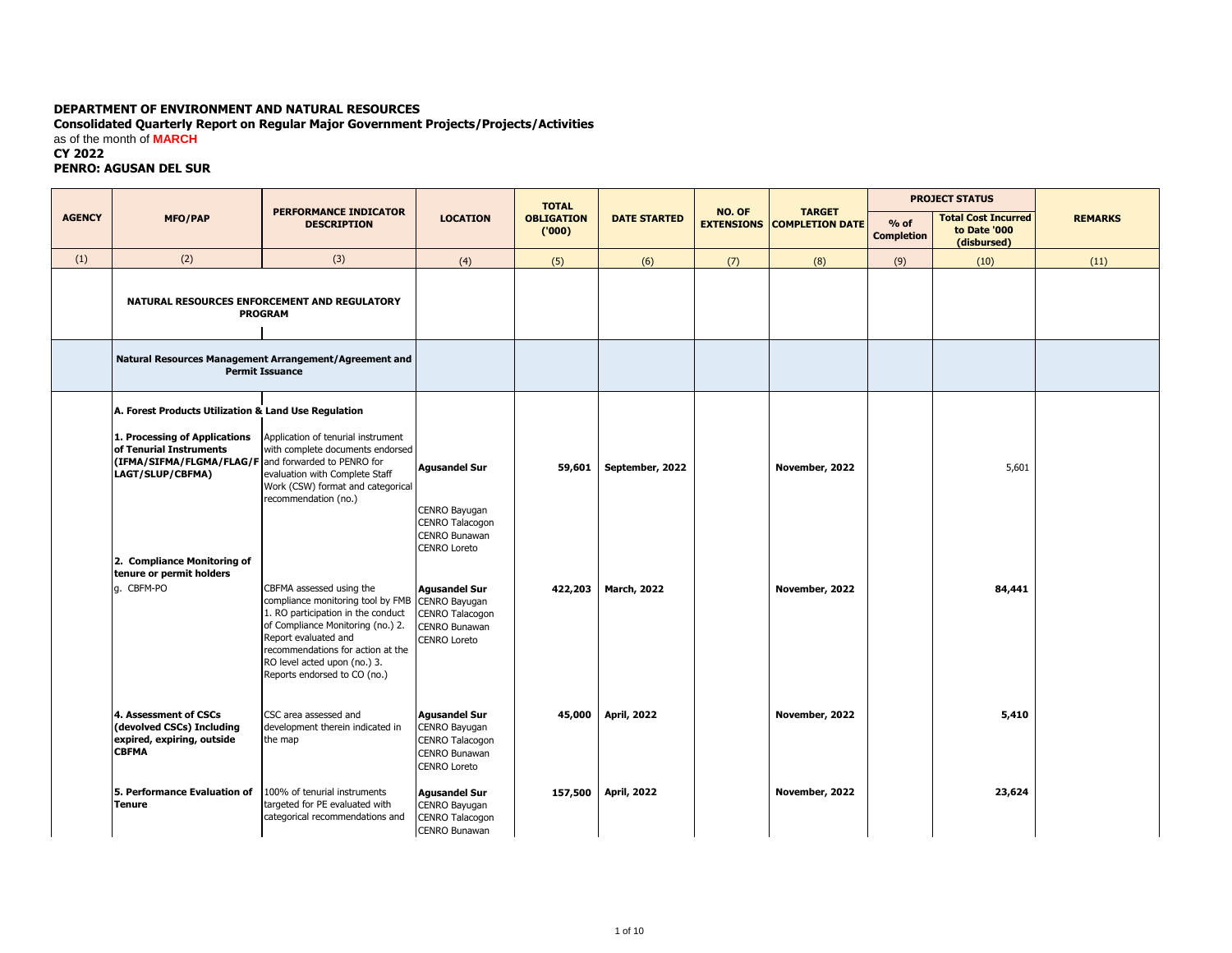**DEPARTMENT OF ENVIRONMENT AND NATURAL RESOURCES**
**Consolidated Quarterly Report on Regular Major Government Projects/Projects/Activities**
as of the month of **MARCH**
**CY 2022**
**PENRO: AGUSAN DEL SUR**

| AGENCY | MFO/PAP | PERFORMANCE INDICATOR DESCRIPTION | LOCATION | TOTAL OBLIGATION ('000) | DATE STARTED | NO. OF EXTENSIONS | TARGET COMPLETION DATE | PROJECT STATUS | | REMARKS |
|---|---|---|---|---|---|---|---|---|---|---|
| | | | | | | | | % of Completion | Total Cost Incurred to Date '000 (disbursed) | |
| (1) | (2) | (3) | (4) | (5) | (6) | (7) | (8) | (9) | (10) | (11) |
| | **NATURAL RESOURCES ENFORCEMENT AND REGULATORY PROGRAM** | | | | | | | | | |
| | **Natural Resources Management Arrangement/Agreement and Permit Issuance** | | | | | | | | | |
| | **A. Forest Products Utilization & Land Use Regulation** | | | | | | | | | |
| | **1. Processing of Applications of Tenurial Instruments (IFMA/SIFMA/FLGMA/FLAG/FLAGT/SLUP/CBFMA)** | Application of tenurial instrument with complete documents endorsed and forwarded to PENRO for evaluation with Complete Staff Work (CSW) format and categorical recommendation (no.) | **Agusandel Sur** CENRO Bayugan CENRO Talacogon CENRO Bunawan CENRO Loreto | **59,601** | **September, 2022** | | **November, 2022** | | 5,601 | |
| | **2. Compliance Monitoring of tenure or permit holders** | | | | | | | | | |
| | g. CBFM-PO | CBFMA assessed using the compliance monitoring tool by FMB 1. RO participation in the conduct of Compliance Monitoring (no.) 2. Report evaluated and recommendations for action at the RO level acted upon (no.) 3. Reports endorsed to CO (no.) | **Agusandel Sur** CENRO Bayugan CENRO Talacogon CENRO Bunawan CENRO Loreto | **422,203** | **March, 2022** | | **November, 2022** | | **84,441** | |
| | **4. Assessment of CSCs (devolved CSCs) Including expired, expiring, outside CBFMA** | CSC area assessed and development therein indicated in the map | **Agusandel Sur** CENRO Bayugan CENRO Talacogon CENRO Bunawan CENRO Loreto | **45,000** | **April, 2022** | | **November, 2022** | | **5,410** | |
| | **5. Performance Evaluation of Tenure** | 100% of tenurial instruments targeted for PE evaluated with categorical recommendations and | **Agusandel Sur** CENRO Bayugan CENRO Talacogon CENRO Bunawan | **157,500** | **April, 2022** | | **November, 2022** | | **23,624** | |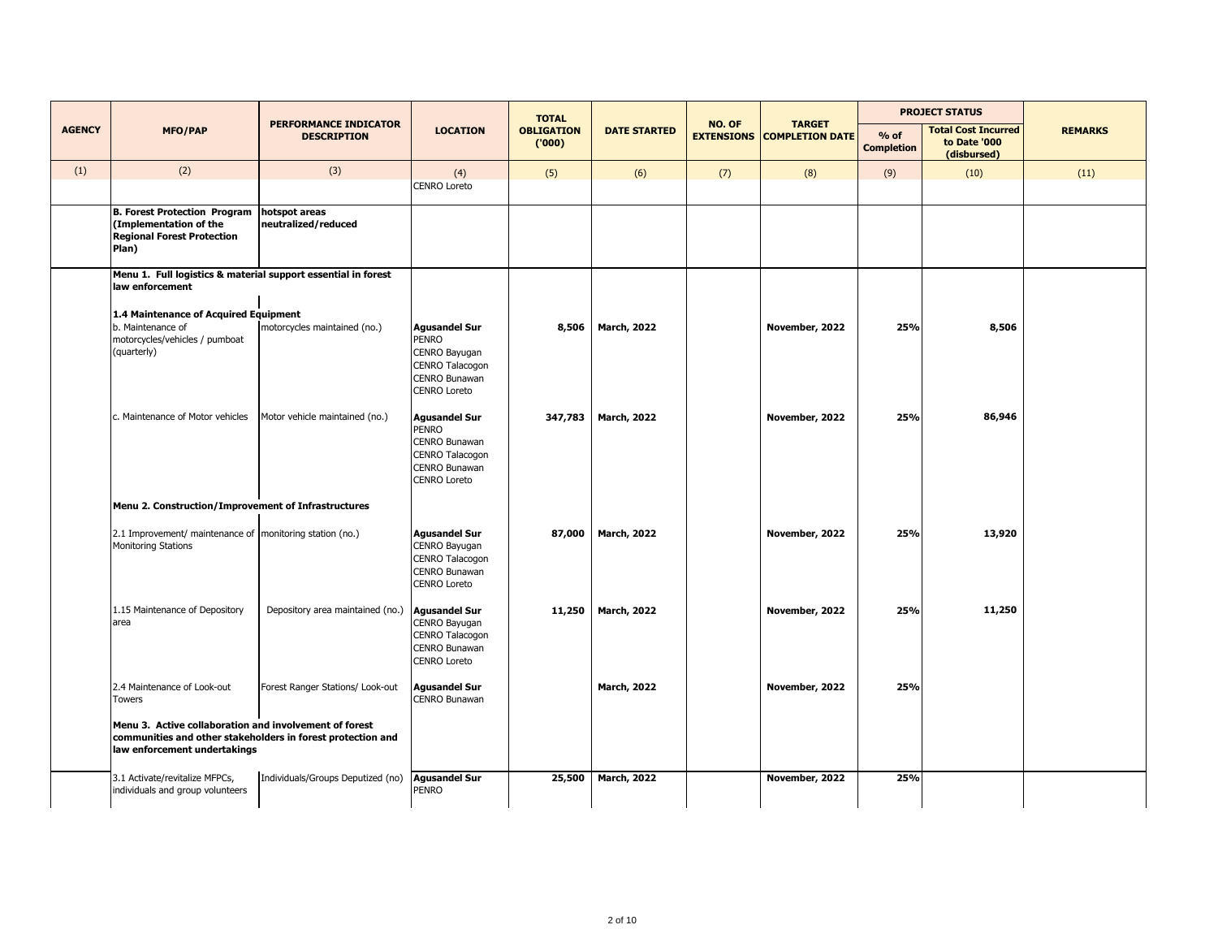| AGENCY | MFO/PAP | PERFORMANCE INDICATOR DESCRIPTION | LOCATION | TOTAL OBLIGATION ('000) | DATE STARTED | NO. OF EXTENSIONS | TARGET COMPLETION DATE | PROJECT STATUS | | REMARKS |
|---|---|---|---|---|---|---|---|---|---|---|
| | | | | | | | | % of Completion | Total Cost Incurred to Date '000 (disbursed) | |
| (1) | (2) | (3) | (4) | (5) | (6) | (7) | (8) | (9) | (10) | (11) |
| | | | CENRO Loreto | | | | | | | |
| | **B. Forest Protection Program (Implementation of the Regional Forest Protection Plan)** | **hotspot areas neutralized/reduced** | | | | | | | | |
| | **Menu 1. Full logistics & material support essential in forest law enforcement** | | | | | | | | | |
| | **1.4 Maintenance of Acquired Equipment** | | | | | | | | | |
| | b. Maintenance of motorcycles/vehicles / pumboat (quarterly) | motorcycles maintained (no.) | **Agusandel Sur** PENRO CENRO Bayugan CENRO Talacogon CENRO Bunawan CENRO Loreto | **8,506** | **March, 2022** | | **November, 2022** | **25%** | **8,506** | |
| | c. Maintenance of Motor vehicles | Motor vehicle maintained (no.) | **Agusandel Sur** PENRO CENRO Bunawan CENRO Talacogon CENRO Bunawan CENRO Loreto | **347,783** | **March, 2022** | | **November, 2022** | **25%** | **86,946** | |
| | **Menu 2. Construction/Improvement of Infrastructures** | | | | | | | | | |
| | 2.1 Improvement/ maintenance of Monitoring Stations | monitoring station (no.) | **Agusandel Sur** CENRO Bayugan CENRO Talacogon CENRO Bunawan CENRO Loreto | **87,000** | **March, 2022** | | **November, 2022** | **25%** | **13,920** | |
| | 1.15 Maintenance of Depository area | Depository area maintained (no.) | **Agusandel Sur** CENRO Bayugan CENRO Talacogon CENRO Bunawan CENRO Loreto | **11,250** | **March, 2022** | | **November, 2022** | **25%** | **11,250** | |
| | 2.4 Maintenance of Look-out Towers | Forest Ranger Stations/ Look-out | **Agusandel Sur** CENRO Bunawan | | **March, 2022** | | **November, 2022** | **25%** | | |
| | **Menu 3. Active collaboration and involvement of forest communities and other stakeholders in forest protection and law enforcement undertakings** | | | | | | | | | |
| | 3.1 Activate/revitalize MFPCs, individuals and group volunteers | Individuals/Groups Deputized (no) | **Agusandel Sur** PENRO | **25,500** | **March, 2022** | | **November, 2022** | **25%** | | |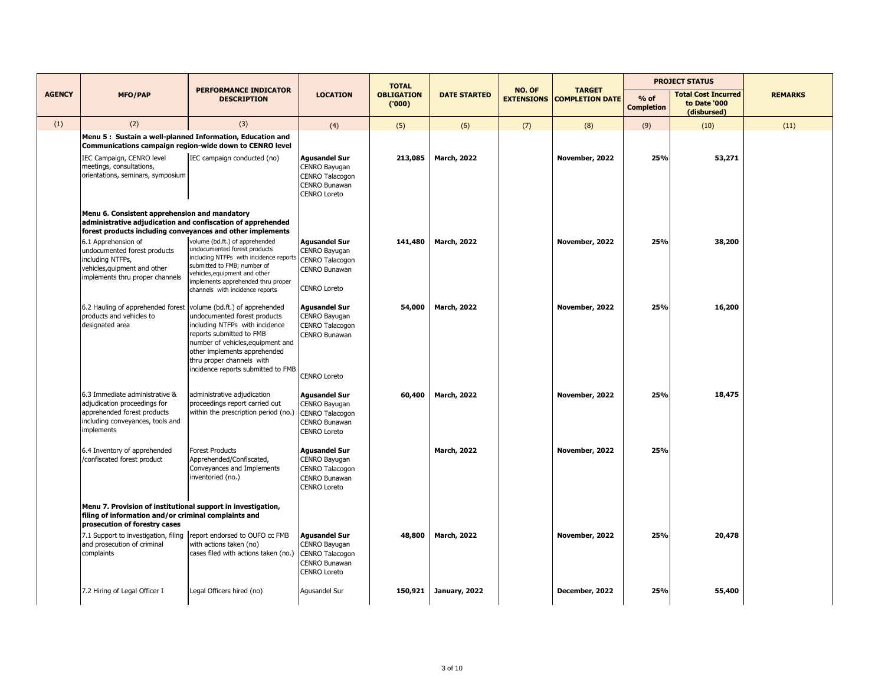| AGENCY | MFO/PAP | PERFORMANCE INDICATOR DESCRIPTION | LOCATION | TOTAL OBLIGATION ('000) | DATE STARTED | NO. OF EXTENSIONS | TARGET COMPLETION DATE | PROJECT STATUS | | REMARKS |
|---|---|---|---|---|---|---|---|---|---|---|
| | | | | | | | | % of Completion | Total Cost Incurred to Date '000 (disbursed) | |
| (1) | (2) | (3) | (4) | (5) | (6) | (7) | (8) | (9) | (10) | (11) |
| | **Menu 5 : Sustain a well-planned Information, Education and Communications campaign region-wide down to CENRO level** | | | | | | | | | |
| | IEC Campaign, CENRO level meetings, consultations, orientations, seminars, symposium | IEC campaign conducted (no) | **Agusandel Sur** CENRO Bayugan CENRO Talacogon CENRO Bunawan CENRO Loreto | **213,085** | **March, 2022** | | **November, 2022** | **25%** | **53,271** | |
| | **Menu 6. Consistent apprehension and mandatory administrative adjudication and confiscation of apprehended forest products including conveyances and other implements** | | | | | | | | | |
| | 6.1 Apprehension of undocumented forest products including NTFPs, vehicles,quipment and other implements thru proper channels | volume (bd.ft.) of apprehended undocumented forest products including NTFPs with incidence reports submitted to FMB; number of vehicles,equipment and other implements apprehended thru proper channels with incidence reports | **Agusandel Sur** CENRO Bayugan CENRO Talacogon CENRO Bunawan CENRO Loreto | **141,480** | **March, 2022** | | **November, 2022** | **25%** | **38,200** | |
| | 6.2 Hauling of apprehended forest products and vehicles to designated area | volume (bd.ft.) of apprehended undocumented forest products including NTFPs with incidence reports submitted to FMB number of vehicles,equipment and other implements apprehended thru proper channels with incidence reports submitted to FMB | **Agusandel Sur** CENRO Bayugan CENRO Talacogon CENRO Bunawan CENRO Loreto | **54,000** | **March, 2022** | | **November, 2022** | **25%** | **16,200** | |
| | 6.3 Immediate administrative & adjudication proceedings for apprehended forest products including conveyances, tools and implements | administrative adjudication proceedings report carried out within the prescription period (no.) | **Agusandel Sur** CENRO Bayugan CENRO Talacogon CENRO Bunawan CENRO Loreto | **60,400** | **March, 2022** | | **November, 2022** | **25%** | **18,475** | |
| | 6.4 Inventory of apprehended /confiscated forest product | Forest Products Apprehended/Confiscated, Conveyances and Implements inventoried (no.) | **Agusandel Sur** CENRO Bayugan CENRO Talacogon CENRO Bunawan CENRO Loreto | | **March, 2022** | | **November, 2022** | **25%** | | |
| | **Menu 7. Provision of institutional support in investigation, filing of information and/or criminal complaints and prosecution of forestry cases** | | | | | | | | | |
| | 7.1 Support to investigation, filing and prosecution of criminal complaints | report endorsed to OUFO cc FMB with actions taken (no) cases filed with actions taken (no.) | **Agusandel Sur** CENRO Bayugan CENRO Talacogon CENRO Bunawan CENRO Loreto | **48,800** | **March, 2022** | | **November, 2022** | **25%** | **20,478** | |
| | 7.2 Hiring of Legal Officer I | Legal Officers hired (no) | Agusandel Sur | **150,921** | **January, 2022** | | **December, 2022** | **25%** | **55,400** | |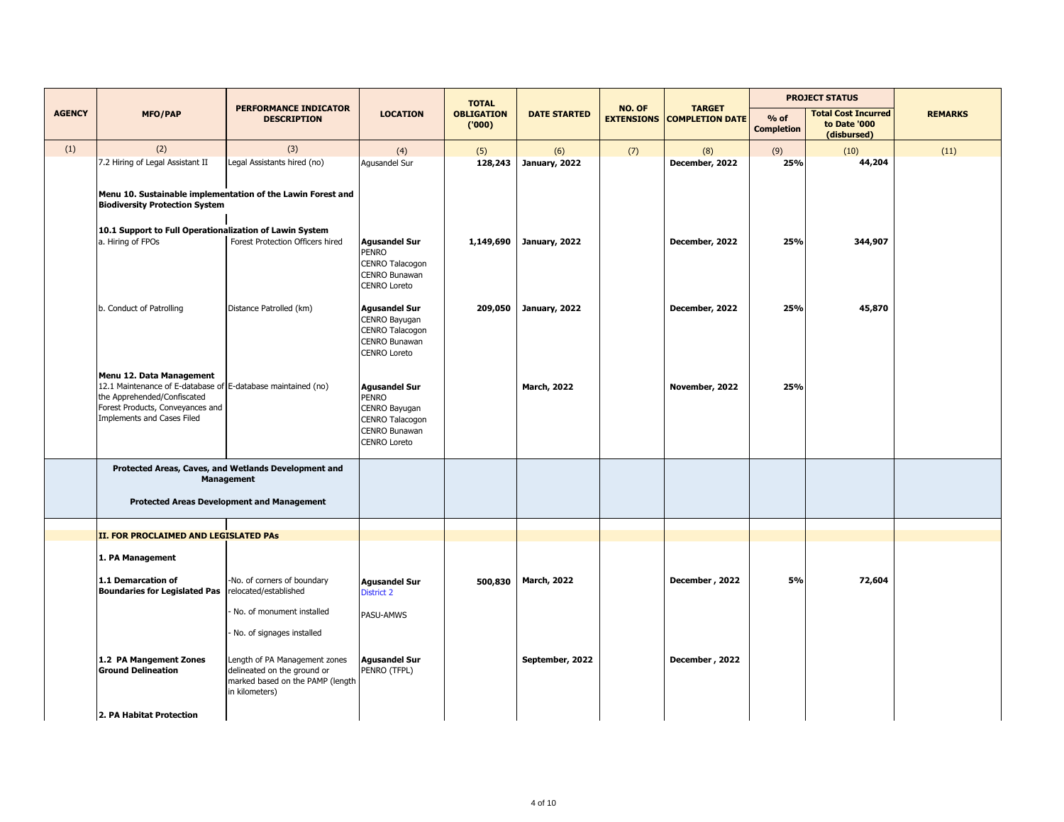| AGENCY | MFO/PAP | PERFORMANCE INDICATOR DESCRIPTION | LOCATION | TOTAL OBLIGATION ('000) | DATE STARTED | NO. OF EXTENSIONS | TARGET COMPLETION DATE | PROJECT STATUS | | REMARKS |
|---|---|---|---|---|---|---|---|---|---|---|
| | | | | | | | | % of Completion | Total Cost Incurred to Date '000 (disbursed) | |
| (1) | (2) | (3) | (4) | (5) | (6) | (7) | (8) | (9) | (10) | (11) |
| | 7.2 Hiring of Legal Assistant II | Legal Assistants hired (no) | Agusandel Sur | **128,243** | **January, 2022** | | **December, 2022** | **25%** | **44,204** | |
| | **Menu 10. Sustainable implementation of the Lawin Forest and Biodiversity Protection System** | | | | | | | | | |
| | **10.1 Support to Full Operationalization of Lawin System** | | | | | | | | | |
| | a. Hiring of FPOs | Forest Protection Officers hired | **Agusandel Sur** PENRO CENRO Talacogon CENRO Bunawan CENRO Loreto | **1,149,690** | **January, 2022** | | **December, 2022** | **25%** | **344,907** | |
| | b. Conduct of Patrolling | Distance Patrolled (km) | **Agusandel Sur** CENRO Bayugan CENRO Talacogon CENRO Bunawan CENRO Loreto | **209,050** | **January, 2022** | | **December, 2022** | **25%** | **45,870** | |
| | **Menu 12. Data Management** 12.1 Maintenance of E-database of the Apprehended/Confiscated Forest Products, Conveyances and Implements and Cases Filed | E-database maintained (no) | **Agusandel Sur** PENRO CENRO Bayugan CENRO Talacogon CENRO Bunawan CENRO Loreto | | **March, 2022** | | **November, 2022** | **25%** | | |
| | **Protected Areas, Caves, and Wetlands Development and Management** | | | | | | | | | |
| | **Protected Areas Development and Management** | | | | | | | | | |
| | **II. FOR PROCLAIMED AND LEGISLATED PAs** | | | | | | | | | |
| | **1. PA Management** | | | | | | | | | |
| | **1.1 Demarcation of Boundaries for Legislated Pas** | -No. of corners of boundary relocated/established<br>- No. of monument installed<br>- No. of signages installed | **Agusandel Sur** District 2<br>PASU-AMWS | **500,830** | **March, 2022** | | **December , 2022** | **5%** | **72,604** | |
| | **1.2 PA Mangement Zones Ground Delineation** | Length of PA Management zones delineated on the ground or marked based on the PAMP (length in kilometers) | **Agusandel Sur** PENRO (TFPL) | | **September, 2022** | | **December , 2022** | | | |
| | **2. PA Habitat Protection** | | | | | | | | | |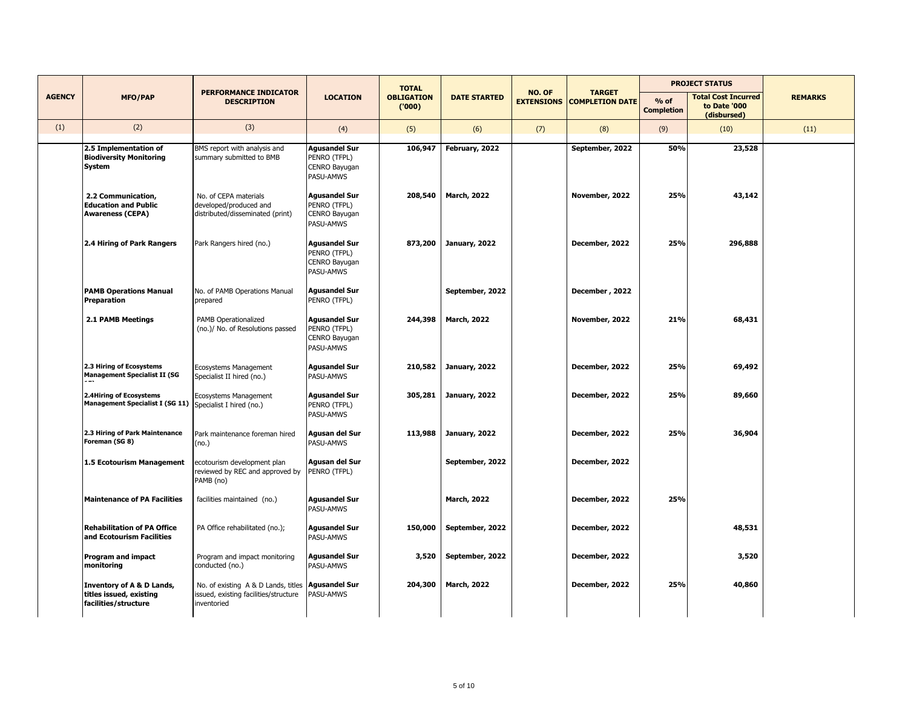| AGENCY | MFO/PAP | PERFORMANCE INDICATOR DESCRIPTION | LOCATION | TOTAL OBLIGATION ('000) | DATE STARTED | NO. OF EXTENSIONS | TARGET COMPLETION DATE | PROJECT STATUS | | REMARKS |
|---|---|---|---|---|---|---|---|---|---|---|
| | | | | | | | | % of Completion | Total Cost Incurred to Date '000 (disbursed) | |
| (1) | (2) | (3) | (4) | (5) | (6) | (7) | (8) | (9) | (10) | (11) |
| | **2.5 Implementation of Biodiversity Monitoring System** | BMS report with analysis and summary submitted to BMB | **Agusandel Sur** PENRO (TFPL) CENRO Bayugan PASU-AMWS | **106,947** | **February, 2022** | | **September, 2022** | **50%** | **23,528** | |
| | **2.2 Communication, Education and Public Awareness (CEPA)** | No. of CEPA materials developed/produced and distributed/disseminated (print) | **Agusandel Sur** PENRO (TFPL) CENRO Bayugan PASU-AMWS | **208,540** | **March, 2022** | | **November, 2022** | **25%** | **43,142** | |
| | **2.4 Hiring of Park Rangers** | Park Rangers hired (no.) | **Agusandel Sur** PENRO (TFPL) CENRO Bayugan PASU-AMWS | **873,200** | **January, 2022** | | **December, 2022** | **25%** | **296,888** | |
| | **PAMB Operations Manual Preparation** | No. of PAMB Operations Manual prepared | **Agusandel Sur** PENRO (TFPL) | | **September, 2022** | | **December , 2022** | | | |
| | **2.1 PAMB Meetings** | PAMB Operationalized (no.)/ No. of Resolutions passed | **Agusandel Sur** PENRO (TFPL) CENRO Bayugan PASU-AMWS | **244,398** | **March, 2022** | | **November, 2022** | **21%** | **68,431** | |
| | **2.3 Hiring of Ecosystems Management Specialist II (SG 15)** | Ecosystems Management Specialist II hired (no.) | **Agusandel Sur** PASU-AMWS | **210,582** | **January, 2022** | | **December, 2022** | **25%** | **69,492** | |
| | **2.4Hiring of Ecosystems Management Specialist I (SG 11)** | Ecosystems Management Specialist I hired (no.) | **Agusandel Sur** PENRO (TFPL) PASU-AMWS | **305,281** | **January, 2022** | | **December, 2022** | **25%** | **89,660** | |
| | **2.3 Hiring of Park Maintenance Foreman (SG 8)** | Park maintenance foreman hired (no.) | **Agusan del Sur** PASU-AMWS | **113,988** | **January, 2022** | | **December, 2022** | **25%** | **36,904** | |
| | **1.5 Ecotourism Management** | ecotourism development plan reviewed by REC and approved by PAMB (no) | **Agusan del Sur** PENRO (TFPL) | | **September, 2022** | | **December, 2022** | | | |
| | **Maintenance of PA Facilities** | facilities maintained (no.) | **Agusandel Sur** PASU-AMWS | | **March, 2022** | | **December, 2022** | **25%** | | |
| | **Rehabilitation of PA Office and Ecotourism Facilities** | PA Office rehabilitated (no.); | **Agusandel Sur** PASU-AMWS | **150,000** | **September, 2022** | | **December, 2022** | | **48,531** | |
| | **Program and impact monitoring** | Program and impact monitoring conducted (no.) | **Agusandel Sur** PASU-AMWS | **3,520** | **September, 2022** | | **December, 2022** | | **3,520** | |
| | **Inventory of A & D Lands, titles issued, existing facilities/structure** | No. of existing A & D Lands, titles issued, existing facilities/structure inventoried | **Agusandel Sur** PASU-AMWS | **204,300** | **March, 2022** | | **December, 2022** | **25%** | **40,860** | |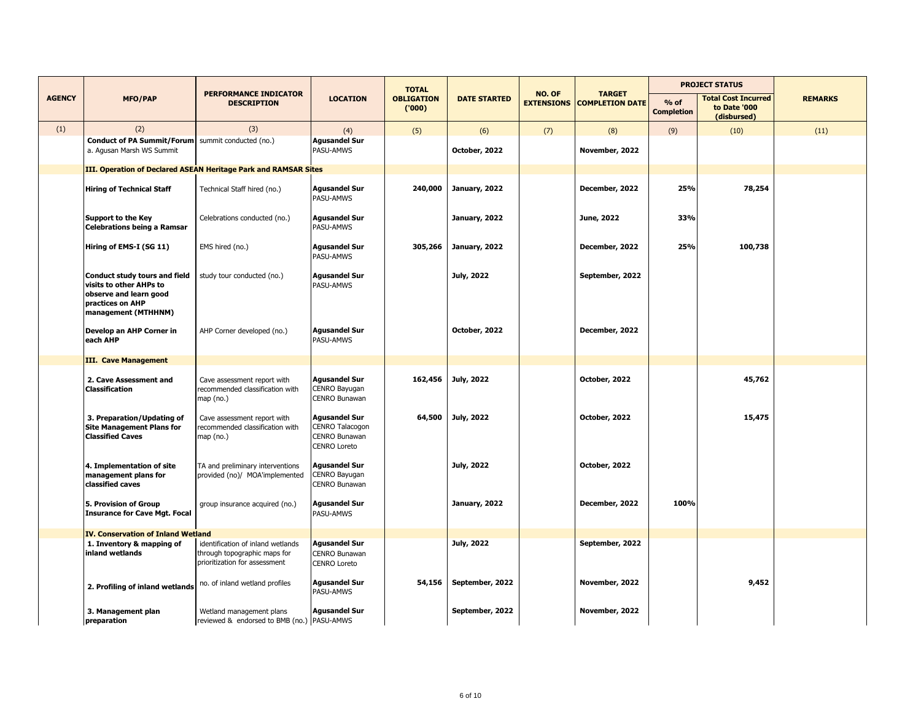| AGENCY | MFO/PAP | PERFORMANCE INDICATOR DESCRIPTION | LOCATION | TOTAL OBLIGATION ('000) | DATE STARTED | NO. OF EXTENSIONS | TARGET COMPLETION DATE | PROJECT STATUS | | REMARKS |
|---|---|---|---|---|---|---|---|---|---|---|
| | | | | | | | | % of Completion | Total Cost Incurred to Date '000 (disbursed) | |
| (1) | (2) | (3) | (4) | (5) | (6) | (7) | (8) | (9) | (10) | (11) |
| | **Conduct of PA Summit/Forum** a. Agusan Marsh WS Summit | summit conducted (no.) | **Agusandel Sur** PASU-AMWS | | **October, 2022** | | **November, 2022** | | | |
| | **III. Operation of Declared ASEAN Heritage Park and RAMSAR Sites** | | | | | | | | | |
| | **Hiring of Technical Staff** | Technical Staff hired (no.) | **Agusandel Sur** PASU-AMWS | **240,000** | **January, 2022** | | **December, 2022** | **25%** | **78,254** | |
| | **Support to the Key Celebrations being a Ramsar** | Celebrations conducted (no.) | **Agusandel Sur** PASU-AMWS | | **January, 2022** | | **June, 2022** | **33%** | | |
| | **Hiring of EMS-I (SG 11)** | EMS hired (no.) | **Agusandel Sur** PASU-AMWS | **305,266** | **January, 2022** | | **December, 2022** | **25%** | **100,738** | |
| | **Conduct study tours and field visits to other AHPs to observe and learn good practices on AHP management (MTHHNM)** | study tour conducted (no.) | **Agusandel Sur** PASU-AMWS | | **July, 2022** | | **September, 2022** | | | |
| | **Develop an AHP Corner in each AHP** | AHP Corner developed (no.) | **Agusandel Sur** PASU-AMWS | | **October, 2022** | | **December, 2022** | | | |
| | **III. Cave Management** | | | | | | | | | |
| | **2. Cave Assessment and Classification** | Cave assessment report with recommended classification with map (no.) | **Agusandel Sur** CENRO Bayugan CENRO Bunawan | **162,456** | **July, 2022** | | **October, 2022** | | **45,762** | |
| | **3. Preparation/Updating of Site Management Plans for Classified Caves** | Cave assessment report with recommended classification with map (no.) | **Agusandel Sur** CENRO Talacogon CENRO Bunawan CENRO Loreto | **64,500** | **July, 2022** | | **October, 2022** | | **15,475** | |
| | **4. Implementation of site management plans for classified caves** | TA and preliminary interventions provided (no)/ MOA'implemented | **Agusandel Sur** CENRO Bayugan CENRO Bunawan | | **July, 2022** | | **October, 2022** | | | |
| | **5. Provision of Group Insurance for Cave Mgt. Focal** | group insurance acquired (no.) | **Agusandel Sur** PASU-AMWS | | **January, 2022** | | **December, 2022** | **100%** | | |
| | **IV. Conservation of Inland Wetland** | | | | | | | | | |
| | **1. Inventory & mapping of inland wetlands** | identification of inland wetlands through topographic maps for prioritization for assessment | **Agusandel Sur** CENRO Bunawan CENRO Loreto | | **July, 2022** | | **September, 2022** | | | |
| | **2. Profiling of inland wetlands** | no. of inland wetland profiles | **Agusandel Sur** PASU-AMWS | **54,156** | **September, 2022** | | **November, 2022** | | **9,452** | |
| | **3. Management plan preparation** | Wetland management plans reviewed & endorsed to BMB (no.) | **Agusandel Sur** PASU-AMWS | | **September, 2022** | | **November, 2022** | | | |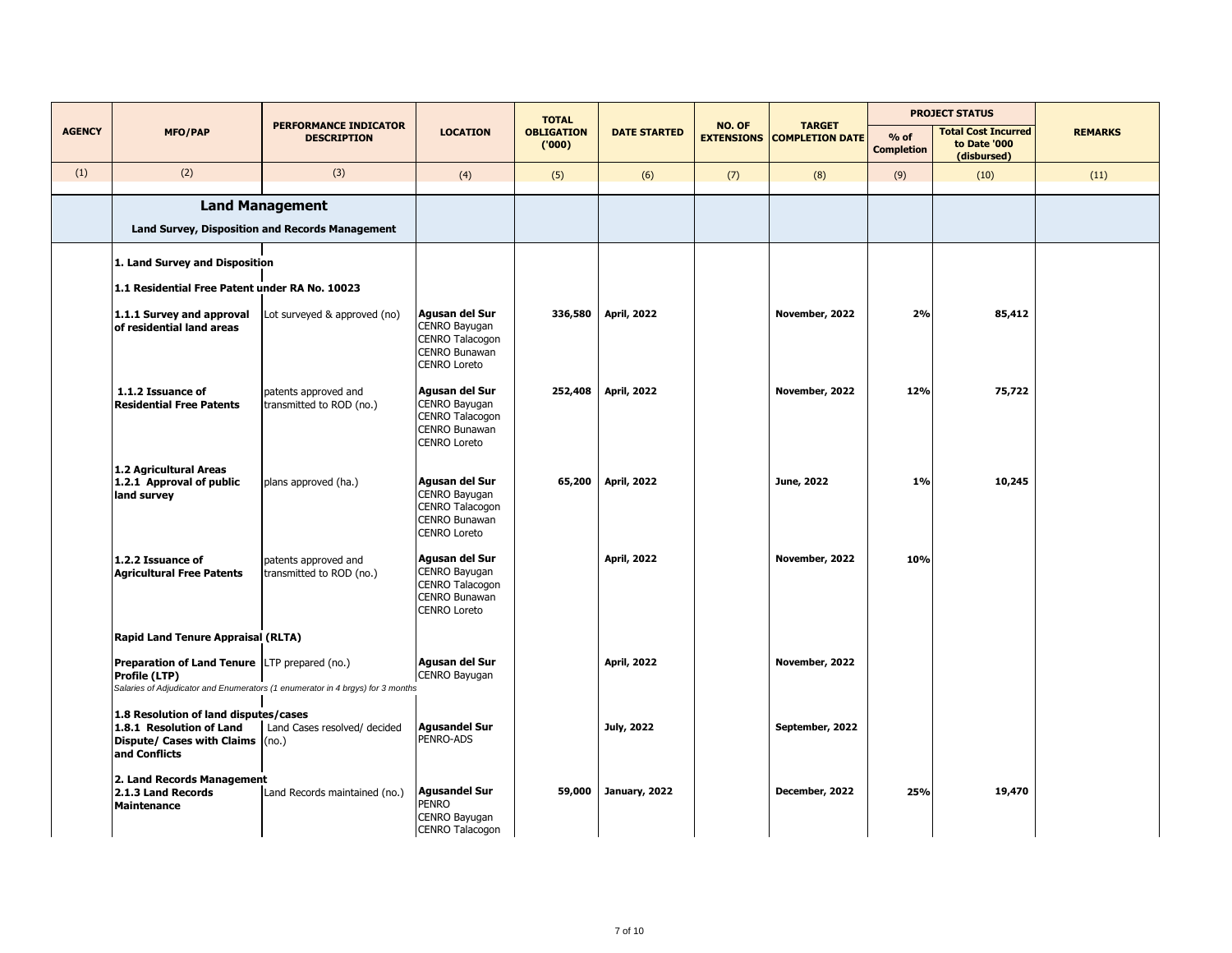| AGENCY | MFO/PAP | PERFORMANCE INDICATOR DESCRIPTION | LOCATION | TOTAL OBLIGATION ('000) | DATE STARTED | NO. OF EXTENSIONS | TARGET COMPLETION DATE | PROJECT STATUS | | REMARKS |
|---|---|---|---|---|---|---|---|---|---|---|
| | | | | | | | | % of Completion | Total Cost Incurred to Date '000 (disbursed) | |
| (1) | (2) | (3) | (4) | (5) | (6) | (7) | (8) | (9) | (10) | (11) |
| | **Land Management** <br> **Land Survey, Disposition and Records Management** | | | | | | | | | |
| | **1. Land Survey and Disposition** | | | | | | | | | |
| | **1.1 Residential Free Patent under RA No. 10023** | | | | | | | | | |
| | **1.1.1 Survey and approval of residential land areas** | Lot surveyed & approved (no) | **Agusan del Sur** <br> CENRO Bayugan <br> CENRO Talacogon <br> CENRO Bunawan <br> CENRO Loreto | 336,580 | April, 2022 | | November, 2022 | 2% | 85,412 | |
| | **1.1.2 Issuance of Residential Free Patents** | patents approved and transmitted to ROD (no.) | **Agusan del Sur** <br> CENRO Bayugan <br> CENRO Talacogon <br> CENRO Bunawan <br> CENRO Loreto | 252,408 | April, 2022 | | November, 2022 | 12% | 75,722 | |
| | **1.2 Agricultural Areas** <br> **1.2.1 Approval of public land survey** | plans approved (ha.) | **Agusan del Sur** <br> CENRO Bayugan <br> CENRO Talacogon <br> CENRO Bunawan <br> CENRO Loreto | 65,200 | April, 2022 | | June, 2022 | 1% | 10,245 | |
| | **1.2.2 Issuance of Agricultural Free Patents** | patents approved and transmitted to ROD (no.) | **Agusan del Sur** <br> CENRO Bayugan <br> CENRO Talacogon <br> CENRO Bunawan <br> CENRO Loreto | | April, 2022 | | November, 2022 | 10% | | |
| | **Rapid Land Tenure Appraisal (RLTA)** | | | | | | | | | |
| | **Preparation of Land Tenure Profile (LTP)** <br> *Salaries of Adjudicator and Enumerators (1 enumerator in 4 brgys) for 3 months* | LTP prepared (no.) | **Agusan del Sur** <br> CENRO Bayugan | | April, 2022 | | November, 2022 | | | |
| | **1.8 Resolution of land disputes/cases** <br> **1.8.1 Resolution of Land Dispute/ Cases with Claims and Conflicts** | Land Cases resolved/ decided (no.) | **Agusandel Sur** <br> PENRO-ADS | | July, 2022 | | September, 2022 | | | |
| | **2. Land Records Management** <br> **2.1.3 Land Records Maintenance** | Land Records maintained (no.) | **Agusandel Sur** <br> PENRO <br> CENRO Bayugan <br> CENRO Talacogon | 59,000 | January, 2022 | | December, 2022 | 25% | 19,470 | |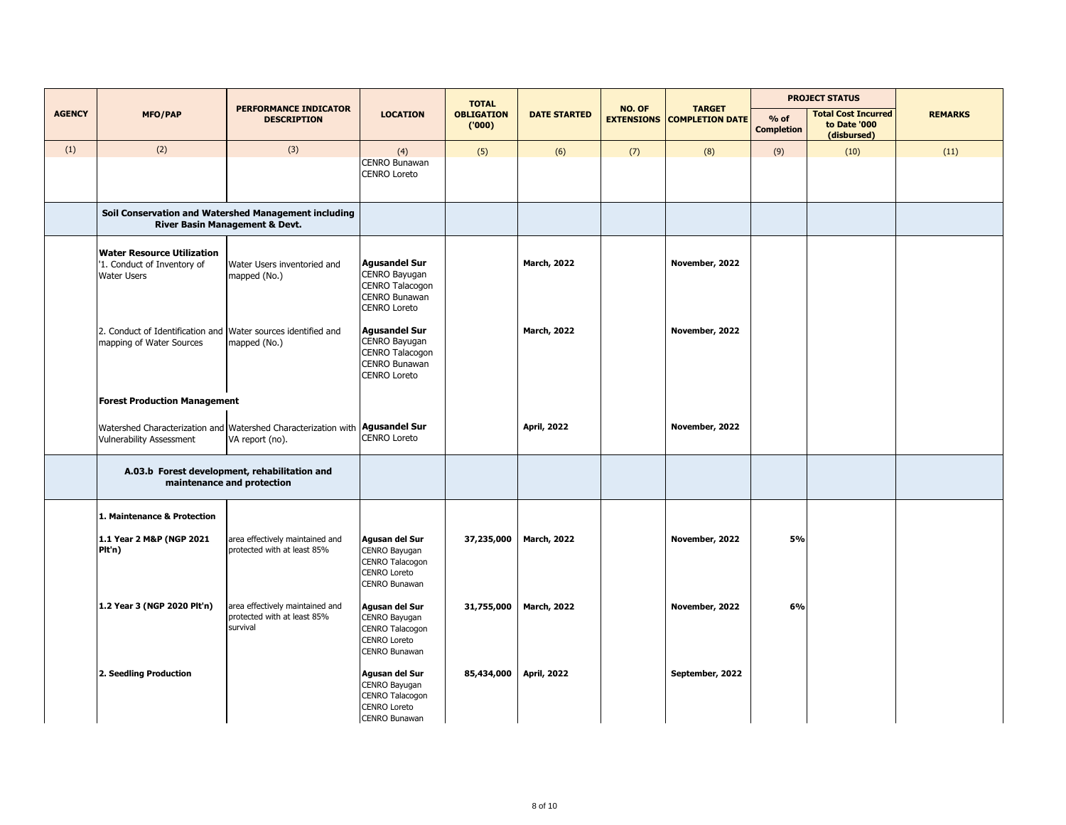| AGENCY | MFO/PAP | PERFORMANCE INDICATOR DESCRIPTION | LOCATION | TOTAL OBLIGATION ('000) | DATE STARTED | NO. OF EXTENSIONS | TARGET COMPLETION DATE | PROJECT STATUS | | REMARKS |
|---|---|---|---|---|---|---|---|---|---|---|
| | | | | | | | | % of Completion | Total Cost Incurred to Date '000 (disbursed) | |
| (1) | (2) | (3) | (4) | (5) | (6) | (7) | (8) | (9) | (10) | (11) |
| | | | CENRO Bunawan<br>CENRO Loreto | | | | | | | |
| | **Soil Conservation and Watershed Management including River Basin Management & Devt.** | | | | | | | | | |
| | **Water Resource Utilization**<br>'1. Conduct of Inventory of Water Users | Water Users inventoried and mapped (No.) | **Agusandel Sur**<br>CENRO Bayugan<br>CENRO Talacogon<br>CENRO Bunawan<br>CENRO Loreto | | **March, 2022** | | **November, 2022** | | | |
| | 2. Conduct of Identification and mapping of Water Sources | Water sources identified and mapped (No.) | **Agusandel Sur**<br>CENRO Bayugan<br>CENRO Talacogon<br>CENRO Bunawan<br>CENRO Loreto | | **March, 2022** | | **November, 2022** | | | |
| | **Forest Production Management** | | | | | | | | | |
| | Watershed Characterization and Vulnerability Assessment | Watershed Characterization with VA report (no). | **Agusandel Sur**<br>CENRO Loreto | | **April, 2022** | | **November, 2022** | | | |
| | **A.03.b Forest development, rehabilitation and maintenance and protection** | | | | | | | | | |
| | **1. Maintenance & Protection** | | | | | | | | | |
| | **1.1 Year 2 M&P (NGP 2021 Plt'n)** | area effectively maintained and protected with at least 85% | **Agusan del Sur**<br>CENRO Bayugan<br>CENRO Talacogon<br>CENRO Loreto<br>CENRO Bunawan | **37,235,000** | **March, 2022** | | **November, 2022** | **5%** | | |
| | **1.2 Year 3 (NGP 2020 Plt'n)** | area effectively maintained and protected with at least 85% survival | **Agusan del Sur**<br>CENRO Bayugan<br>CENRO Talacogon<br>CENRO Loreto<br>CENRO Bunawan | **31,755,000** | **March, 2022** | | **November, 2022** | **6%** | | |
| | **2. Seedling Production** | | **Agusan del Sur**<br>CENRO Bayugan<br>CENRO Talacogon<br>CENRO Loreto<br>CENRO Bunawan | **85,434,000** | **April, 2022** | | **September, 2022** | | | |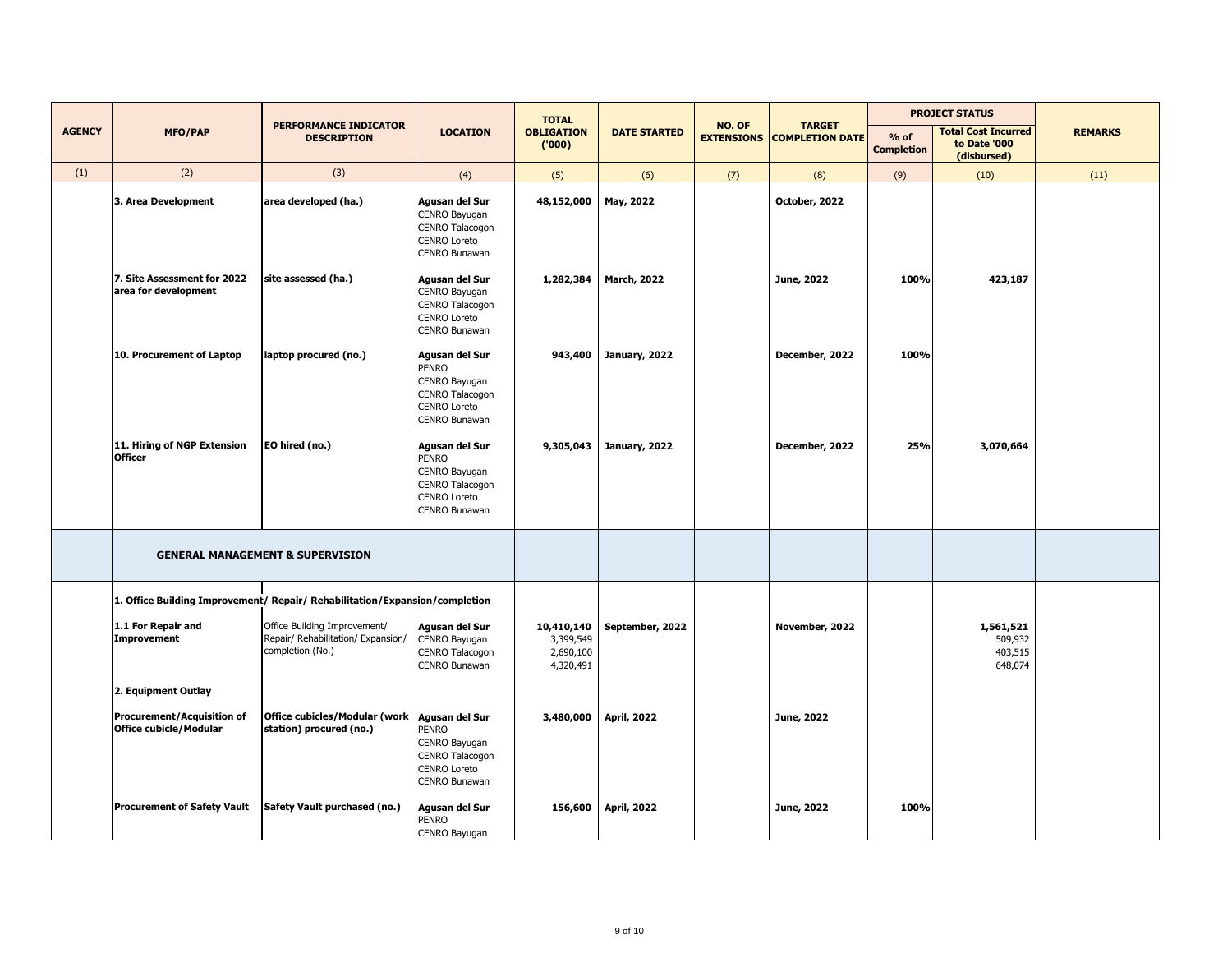| AGENCY | MFO/PAP | PERFORMANCE INDICATOR DESCRIPTION | LOCATION | TOTAL OBLIGATION ('000) | DATE STARTED | NO. OF EXTENSIONS | TARGET COMPLETION DATE | PROJECT STATUS | | REMARKS |
|---|---|---|---|---|---|---|---|---|---|---|
| | | | | | | | | % of Completion | Total Cost Incurred to Date '000 (disbursed) | |
| (1) | (2) | (3) | (4) | (5) | (6) | (7) | (8) | (9) | (10) | (11) |
| | **3. Area Development** | **area developed (ha.)** | **Agusan del Sur**<br>CENRO Bayugan<br>CENRO Talacogon<br>CENRO Loreto<br>CENRO Bunawan | **48,152,000** | **May, 2022** | | **October, 2022** | | | |
| | **7. Site Assessment for 2022 area for development** | **site assessed (ha.)** | **Agusan del Sur**<br>CENRO Bayugan<br>CENRO Talacogon<br>CENRO Loreto<br>CENRO Bunawan | **1,282,384** | **March, 2022** | | **June, 2022** | **100%** | **423,187** | |
| | **10. Procurement of Laptop** | **laptop procured (no.)** | **Agusan del Sur**<br>PENRO<br>CENRO Bayugan<br>CENRO Talacogon<br>CENRO Loreto<br>CENRO Bunawan | **943,400** | **January, 2022** | | **December, 2022** | **100%** | | |
| | **11. Hiring of NGP Extension Officer** | **EO hired (no.)** | **Agusan del Sur**<br>PENRO<br>CENRO Bayugan<br>CENRO Talacogon<br>CENRO Loreto<br>CENRO Bunawan | **9,305,043** | **January, 2022** | | **December, 2022** | **25%** | **3,070,664** | |
| | **GENERAL MANAGEMENT & SUPERVISION** | | | | | | | | | |
| | **1. Office Building Improvement/ Repair/ Rehabilitation/Expansion/completion** | | | | | | | | | |
| | **1.1 For Repair and Improvement** | Office Building Improvement/ Repair/ Rehabilitation/ Expansion/ completion (No.) | **Agusan del Sur**<br>CENRO Bayugan<br>CENRO Talacogon<br>CENRO Bunawan | **10,410,140**<br>3,399,549<br>2,690,100<br>4,320,491 | **September, 2022** | | **November, 2022** | | **1,561,521**<br>509,932<br>403,515<br>648,074 | |
| | **2. Equipment Outlay** | | | | | | | | | |
| | **Procurement/Acquisition of Office cubicle/Modular** | **Office cubicles/Modular (work station) procured (no.)** | **Agusan del Sur**<br>PENRO<br>CENRO Bayugan<br>CENRO Talacogon<br>CENRO Loreto<br>CENRO Bunawan | **3,480,000** | **April, 2022** | | **June, 2022** | | | |
| | **Procurement of Safety Vault** | **Safety Vault purchased (no.)** | **Agusan del Sur**<br>PENRO<br>CENRO Bayugan | **156,600** | **April, 2022** | | **June, 2022** | **100%** | | |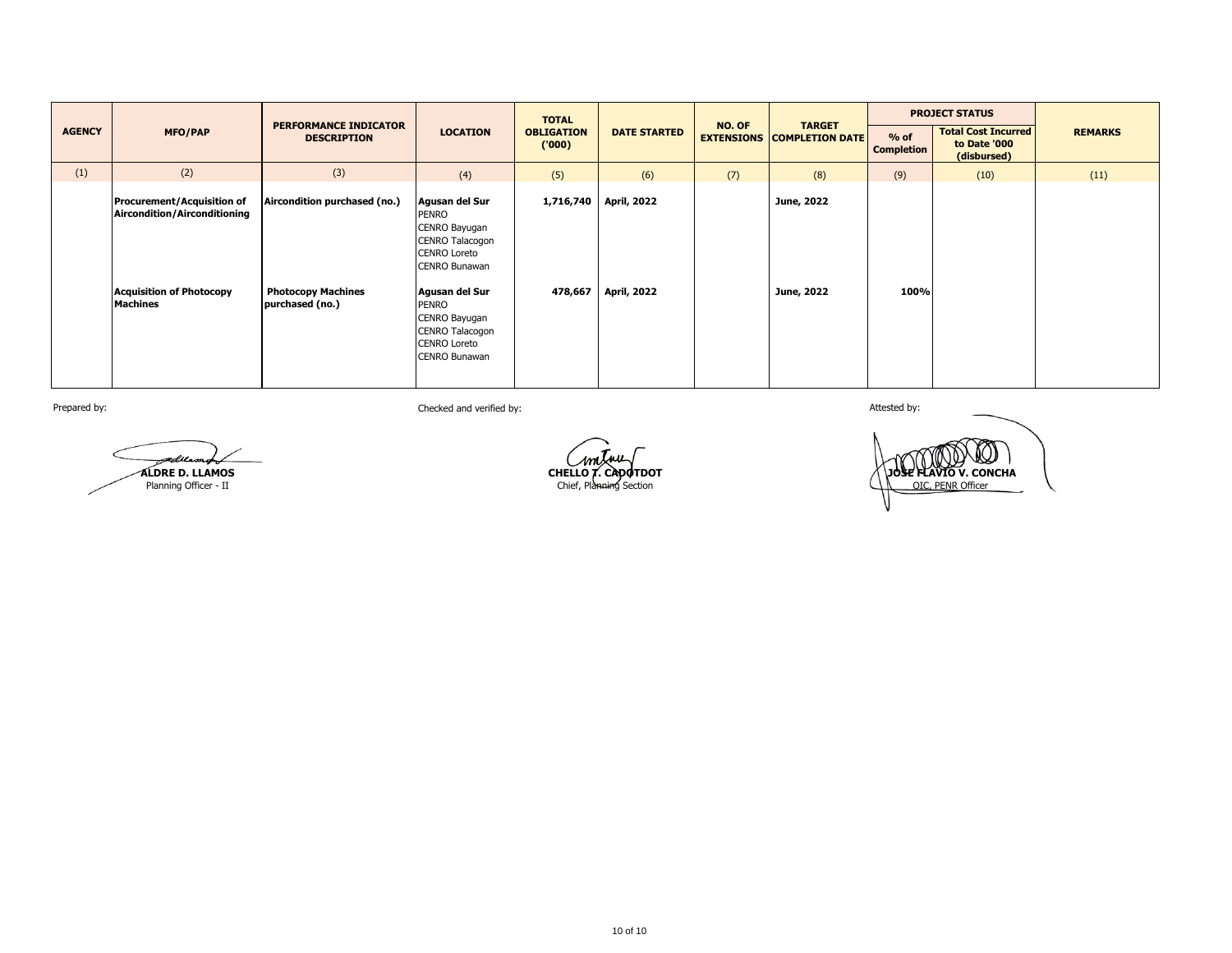| AGENCY | MFO/PAP | PERFORMANCE INDICATOR DESCRIPTION | LOCATION | TOTAL OBLIGATION ('000) | DATE STARTED | NO. OF EXTENSIONS | TARGET COMPLETION DATE | PROJECT STATUS | | REMARKS |
|---|---|---|---|---|---|---|---|---|---|---|
| | | | | | | | | % of Completion | Total Cost Incurred to Date '000 (disbursed) | |
| (1) | (2) | (3) | (4) | (5) | (6) | (7) | (8) | (9) | (10) | (11) |
| | **Procurement/Acquisition of Aircondition/Airconditioning** | **Aircondition purchased (no.)** | **Agusan del Sur** PENRO CENRO Bayugan CENRO Talacogon CENRO Loreto CENRO Bunawan | **1,716,740** | **April, 2022** | | **June, 2022** | | | |
| | **Acquisition of Photocopy Machines** | **Photocopy Machines purchased (no.)** | **Agusan del Sur** PENRO CENRO Bayugan CENRO Talacogon CENRO Loreto CENRO Bunawan | **478,667** | **April, 2022** | | **June, 2022** | **100%** | | |

Prepared by:

**ALDRE D. LLAMOS**
Planning Officer - II

Checked and verified by:

**CHELLO T. CADOTDOT**
Chief, Planning Section

Attested by:

**JOSE FLAVIO V. CONCHA**
OIC, PENR Officer